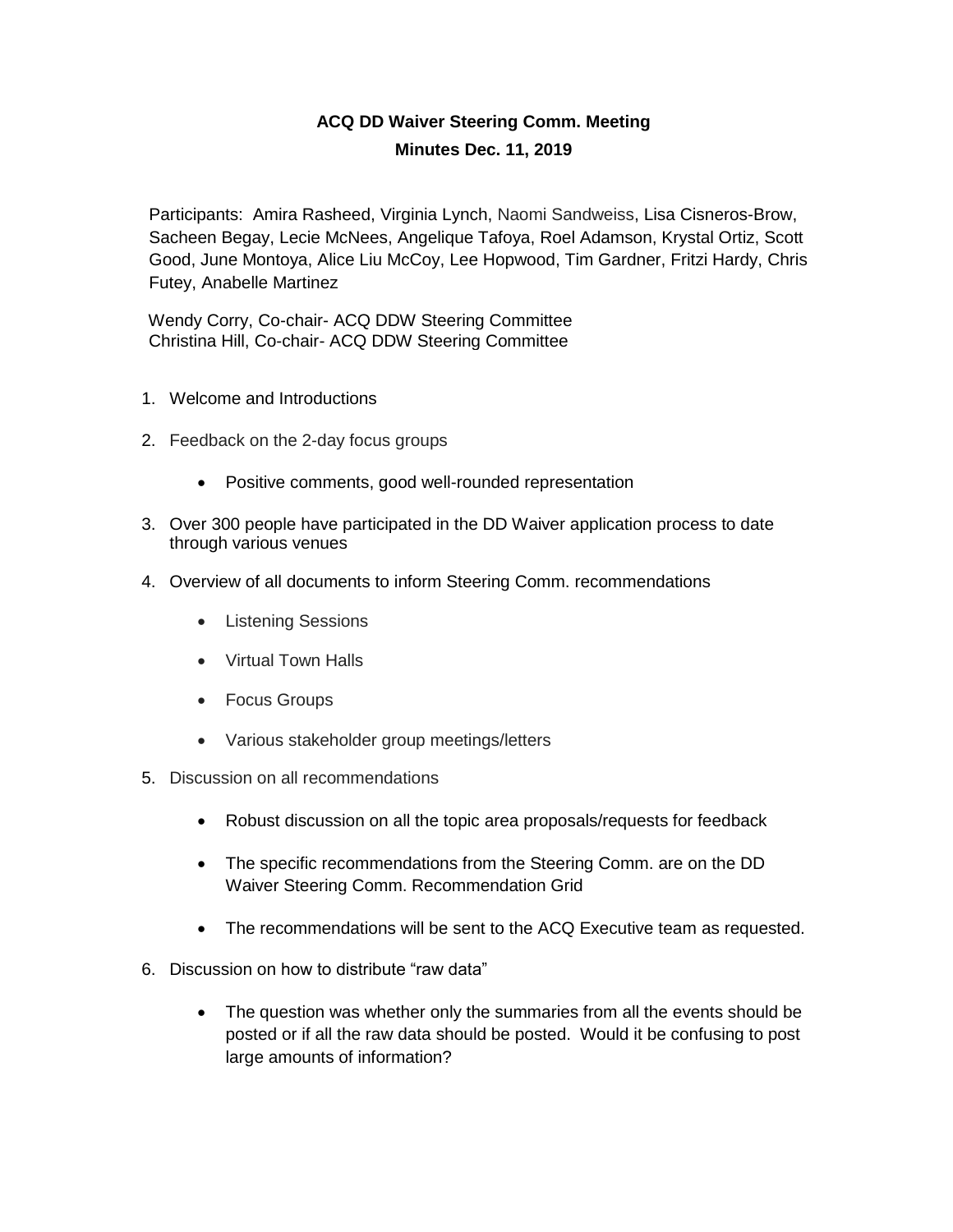**ACQ DD Waiver Steering Comm. Meeting**

**Minutes Dec. 11, 2019**

Participants: Amira Rasheed, Virginia Lynch, Naomi Sandweiss, Lisa Cisneros-Brow, Sacheen Begay, Lecie McNees, Angelique Tafoya, Roel Adamson, Krystal Ortiz, Scott Good, June Montoya, Alice Liu McCoy, Lee Hopwood, Tim Gardner, Fritzi Hardy, Chris Futey, Anabelle Martinez

Wendy Corry, Co-chair- ACQ DDW Steering Committee
Christina Hill, Co-chair- ACQ DDW Steering Committee

1. Welcome and Introductions
2. Feedback on the 2-day focus groups
   - Positive comments, good well-rounded representation
3. Over 300 people have participated in the DD Waiver application process to date through various venues
4. Overview of all documents to inform Steering Comm. recommendations
   - Listening Sessions
   - Virtual Town Halls
   - Focus Groups
   - Various stakeholder group meetings/letters
5. Discussion on all recommendations
   - Robust discussion on all the topic area proposals/requests for feedback
   - The specific recommendations from the Steering Comm. are on the DD Waiver Steering Comm. Recommendation Grid
   - The recommendations will be sent to the ACQ Executive team as requested.
6. Discussion on how to distribute "raw data"
   - The question was whether only the summaries from all the events should be posted or if all the raw data should be posted. Would it be confusing to post large amounts of information?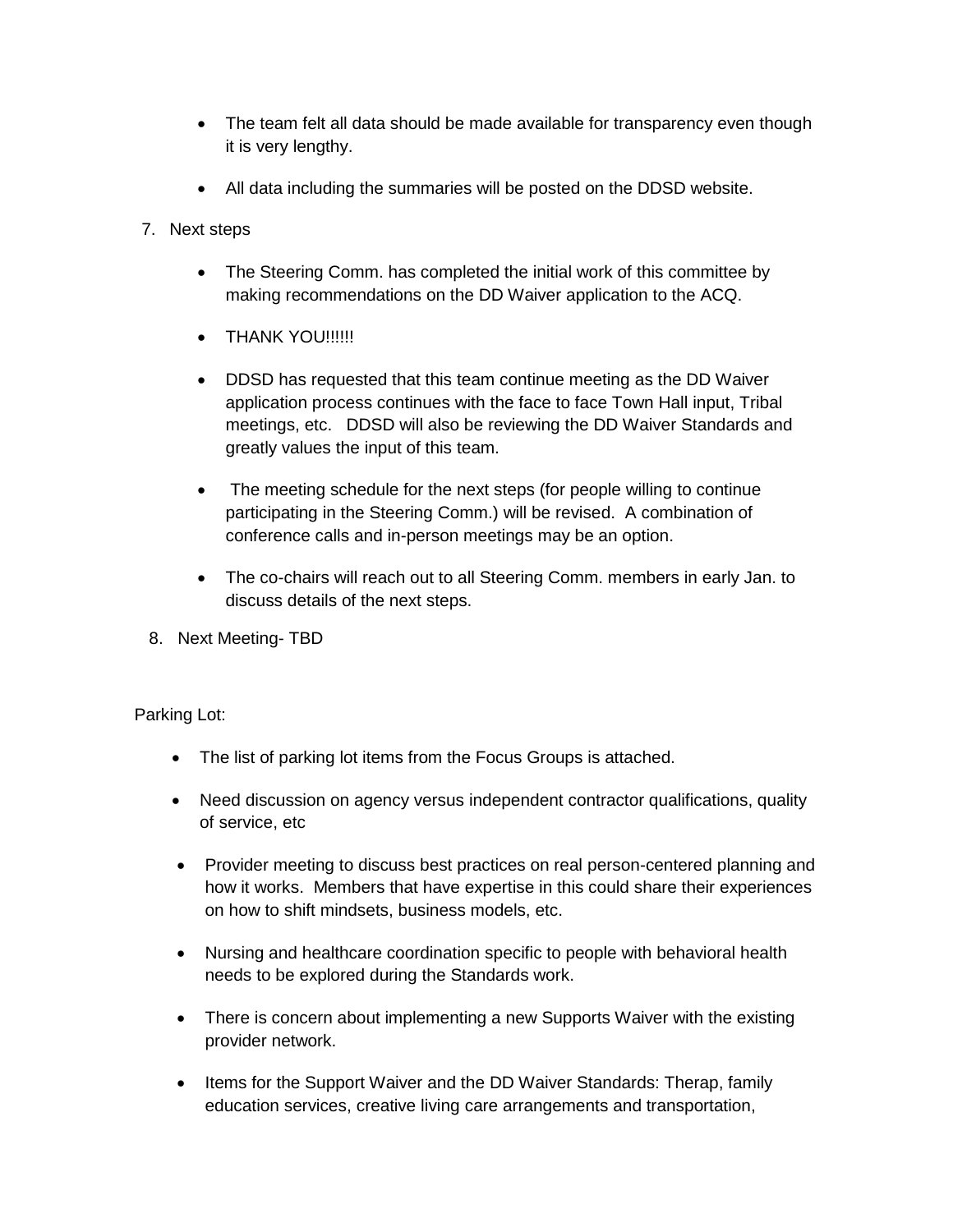- The team felt all data should be made available for transparency even though it is very lengthy.
- All data including the summaries will be posted on the DDSD website.

7. Next steps

   - The Steering Comm. has completed the initial work of this committee by making recommendations on the DD Waiver application to the ACQ.
   - THANK YOU!!!!!!
   - DDSD has requested that this team continue meeting as the DD Waiver application process continues with the face to face Town Hall input, Tribal meetings, etc. DDSD will also be reviewing the DD Waiver Standards and greatly values the input of this team.
   - The meeting schedule for the next steps (for people willing to continue participating in the Steering Comm.) will be revised. A combination of conference calls and in-person meetings may be an option.
   - The co-chairs will reach out to all Steering Comm. members in early Jan. to discuss details of the next steps.

8. Next Meeting- TBD

Parking Lot:

- The list of parking lot items from the Focus Groups is attached.
- Need discussion on agency versus independent contractor qualifications, quality of service, etc
- Provider meeting to discuss best practices on real person-centered planning and how it works. Members that have expertise in this could share their experiences on how to shift mindsets, business models, etc.
- Nursing and healthcare coordination specific to people with behavioral health needs to be explored during the Standards work.
- There is concern about implementing a new Supports Waiver with the existing provider network.
- Items for the Support Waiver and the DD Waiver Standards: Therap, family education services, creative living care arrangements and transportation,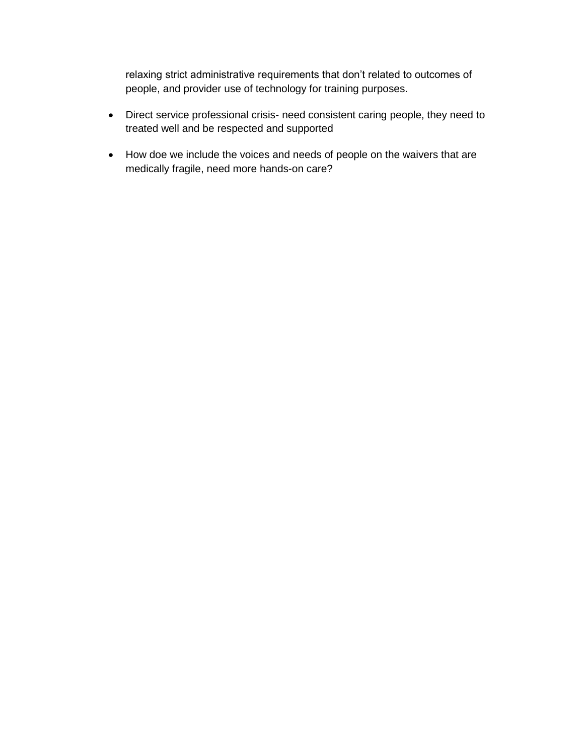relaxing strict administrative requirements that don't related to outcomes of people, and provider use of technology for training purposes.

- Direct service professional crisis- need consistent caring people, they need to treated well and be respected and supported
- How doe we include the voices and needs of people on the waivers that are medically fragile, need more hands-on care?